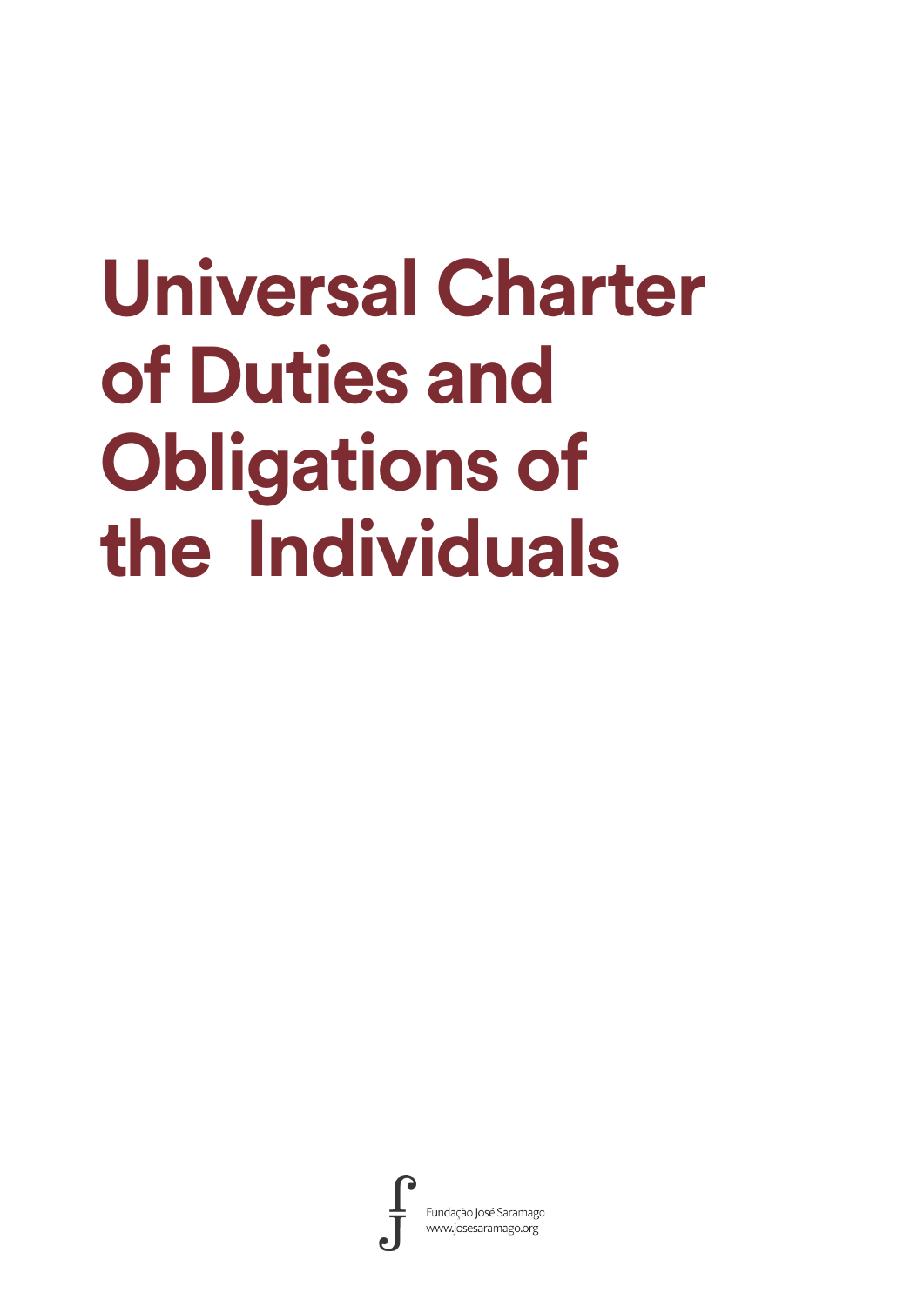# Universal Charter of Duties and Obligations of the Individuals

Fundação José Saramago
www.josesaramago.org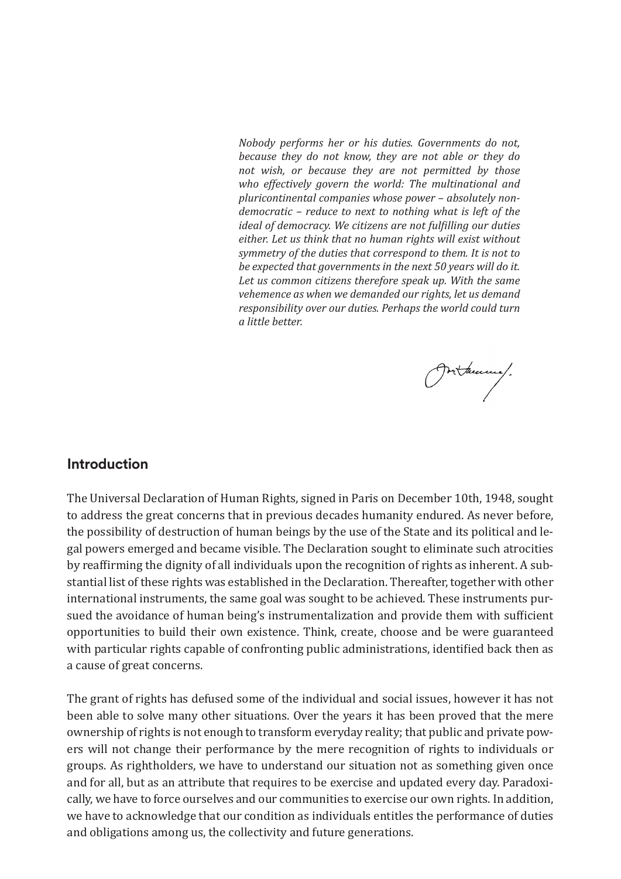*Nobody performs her or his duties. Governments do not, because they do not know, they are not able or they do not wish, or because they are not permitted by those who effectively govern the world: The multinational and pluricontinental companies whose power – absolutely non-democratic – reduce to next to nothing what is left of the ideal of democracy. We citizens are not fulfilling our duties either. Let us think that no human rights will exist without symmetry of the duties that correspond to them. It is not to be expected that governments in the next 50 years will do it. Let us common citizens therefore speak up. With the same vehemence as when we demanded our rights, let us demand responsibility over our duties. Perhaps the world could turn a little better.*

## Introduction

The Universal Declaration of Human Rights, signed in Paris on December 10th, 1948, sought to address the great concerns that in previous decades humanity endured. As never before, the possibility of destruction of human beings by the use of the State and its political and legal powers emerged and became visible. The Declaration sought to eliminate such atrocities by reaffirming the dignity of all individuals upon the recognition of rights as inherent. A substantial list of these rights was established in the Declaration. Thereafter, together with other international instruments, the same goal was sought to be achieved. These instruments pursued the avoidance of human being's instrumentalization and provide them with sufficient opportunities to build their own existence. Think, create, choose and be were guaranteed with particular rights capable of confronting public administrations, identified back then as a cause of great concerns.

The grant of rights has defused some of the individual and social issues, however it has not been able to solve many other situations. Over the years it has been proved that the mere ownership of rights is not enough to transform everyday reality; that public and private powers will not change their performance by the mere recognition of rights to individuals or groups. As rightholders, we have to understand our situation not as something given once and for all, but as an attribute that requires to be exercise and updated every day. Paradoxically, we have to force ourselves and our communities to exercise our own rights. In addition, we have to acknowledge that our condition as individuals entitles the performance of duties and obligations among us, the collectivity and future generations.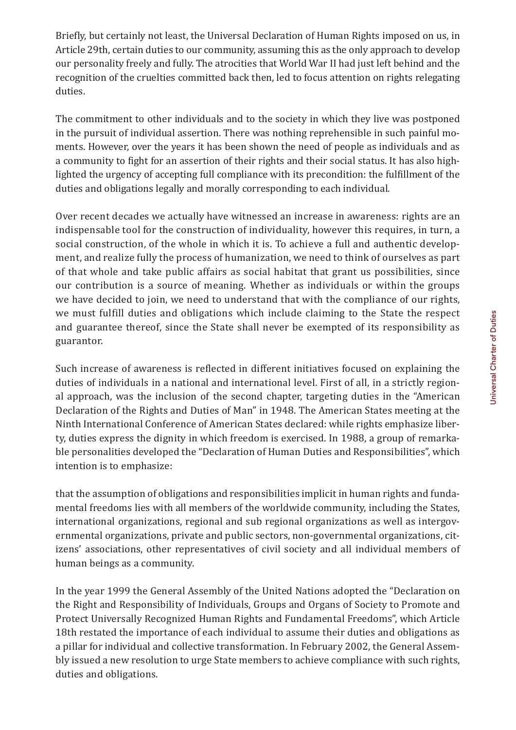Briefly, but certainly not least, the Universal Declaration of Human Rights imposed on us, in Article 29th, certain duties to our community, assuming this as the only approach to develop our personality freely and fully. The atrocities that World War II had just left behind and the recognition of the cruelties committed back then, led to focus attention on rights relegating duties.

The commitment to other individuals and to the society in which they live was postponed in the pursuit of individual assertion. There was nothing reprehensible in such painful moments. However, over the years it has been shown the need of people as individuals and as a community to fight for an assertion of their rights and their social status. It has also highlighted the urgency of accepting full compliance with its precondition: the fulfillment of the duties and obligations legally and morally corresponding to each individual.

Over recent decades we actually have witnessed an increase in awareness: rights are an indispensable tool for the construction of individuality, however this requires, in turn, a social construction, of the whole in which it is. To achieve a full and authentic development, and realize fully the process of humanization, we need to think of ourselves as part of that whole and take public affairs as social habitat that grant us possibilities, since our contribution is a source of meaning. Whether as individuals or within the groups we have decided to join, we need to understand that with the compliance of our rights, we must fulfill duties and obligations which include claiming to the State the respect and guarantee thereof, since the State shall never be exempted of its responsibility as guarantor.

Such increase of awareness is reflected in different initiatives focused on explaining the duties of individuals in a national and international level. First of all, in a strictly regional approach, was the inclusion of the second chapter, targeting duties in the "American Declaration of the Rights and Duties of Man" in 1948. The American States meeting at the Ninth International Conference of American States declared: while rights emphasize liberty, duties express the dignity in which freedom is exercised. In 1988, a group of remarkable personalities developed the "Declaration of Human Duties and Responsibilities", which intention is to emphasize:

that the assumption of obligations and responsibilities implicit in human rights and fundamental freedoms lies with all members of the worldwide community, including the States, international organizations, regional and sub regional organizations as well as intergovernmental organizations, private and public sectors, non-governmental organizations, citizens' associations, other representatives of civil society and all individual members of human beings as a community.

In the year 1999 the General Assembly of the United Nations adopted the "Declaration on the Right and Responsibility of Individuals, Groups and Organs of Society to Promote and Protect Universally Recognized Human Rights and Fundamental Freedoms", which Article 18th restated the importance of each individual to assume their duties and obligations as a pillar for individual and collective transformation. In February 2002, the General Assembly issued a new resolution to urge State members to achieve compliance with such rights, duties and obligations.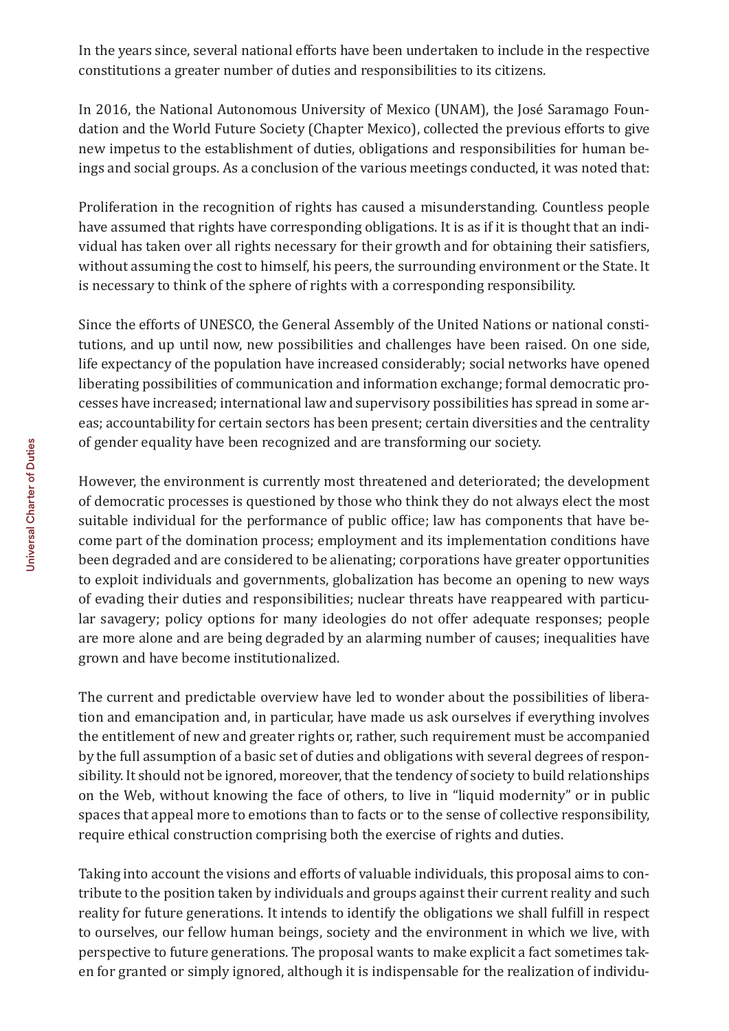In the years since, several national efforts have been undertaken to include in the respective constitutions a greater number of duties and responsibilities to its citizens.

In 2016, the National Autonomous University of Mexico (UNAM), the José Saramago Foundation and the World Future Society (Chapter Mexico), collected the previous efforts to give new impetus to the establishment of duties, obligations and responsibilities for human beings and social groups. As a conclusion of the various meetings conducted, it was noted that:

Proliferation in the recognition of rights has caused a misunderstanding. Countless people have assumed that rights have corresponding obligations. It is as if it is thought that an individual has taken over all rights necessary for their growth and for obtaining their satisfiers, without assuming the cost to himself, his peers, the surrounding environment or the State. It is necessary to think of the sphere of rights with a corresponding responsibility.

Since the efforts of UNESCO, the General Assembly of the United Nations or national constitutions, and up until now, new possibilities and challenges have been raised. On one side, life expectancy of the population have increased considerably; social networks have opened liberating possibilities of communication and information exchange; formal democratic processes have increased; international law and supervisory possibilities has spread in some areas; accountability for certain sectors has been present; certain diversities and the centrality of gender equality have been recognized and are transforming our society.

However, the environment is currently most threatened and deteriorated; the development of democratic processes is questioned by those who think they do not always elect the most suitable individual for the performance of public office; law has components that have become part of the domination process; employment and its implementation conditions have been degraded and are considered to be alienating; corporations have greater opportunities to exploit individuals and governments, globalization has become an opening to new ways of evading their duties and responsibilities; nuclear threats have reappeared with particular savagery; policy options for many ideologies do not offer adequate responses; people are more alone and are being degraded by an alarming number of causes; inequalities have grown and have become institutionalized.

The current and predictable overview have led to wonder about the possibilities of liberation and emancipation and, in particular, have made us ask ourselves if everything involves the entitlement of new and greater rights or, rather, such requirement must be accompanied by the full assumption of a basic set of duties and obligations with several degrees of responsibility. It should not be ignored, moreover, that the tendency of society to build relationships on the Web, without knowing the face of others, to live in "liquid modernity" or in public spaces that appeal more to emotions than to facts or to the sense of collective responsibility, require ethical construction comprising both the exercise of rights and duties.

Taking into account the visions and efforts of valuable individuals, this proposal aims to contribute to the position taken by individuals and groups against their current reality and such reality for future generations. It intends to identify the obligations we shall fulfill in respect to ourselves, our fellow human beings, society and the environment in which we live, with perspective to future generations. The proposal wants to make explicit a fact sometimes taken for granted or simply ignored, although it is indispensable for the realization of individu-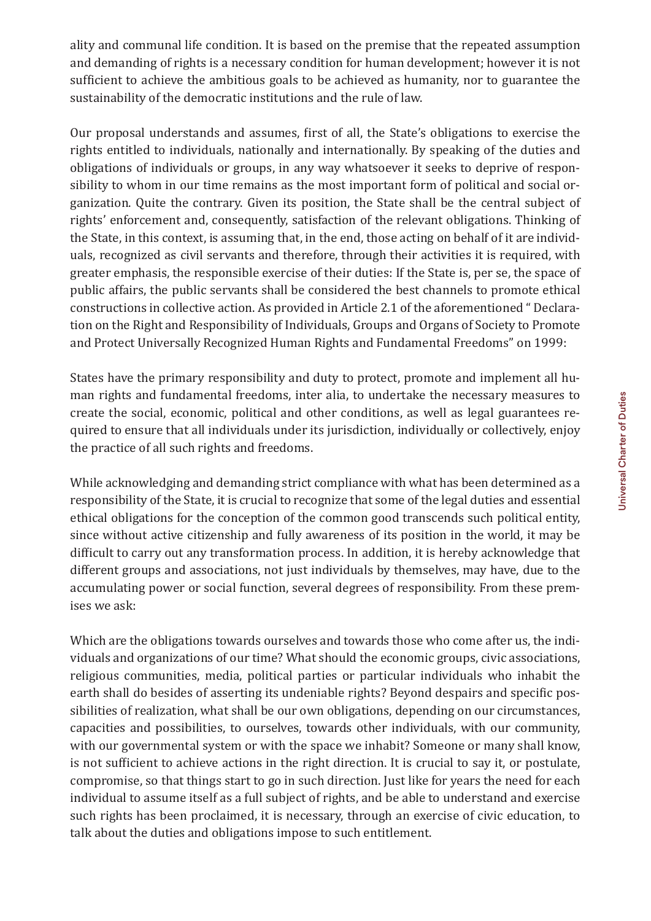ality and communal life condition. It is based on the premise that the repeated assumption and demanding of rights is a necessary condition for human development; however it is not sufficient to achieve the ambitious goals to be achieved as humanity, nor to guarantee the sustainability of the democratic institutions and the rule of law.

Our proposal understands and assumes, first of all, the State's obligations to exercise the rights entitled to individuals, nationally and internationally. By speaking of the duties and obligations of individuals or groups, in any way whatsoever it seeks to deprive of responsibility to whom in our time remains as the most important form of political and social organization. Quite the contrary. Given its position, the State shall be the central subject of rights' enforcement and, consequently, satisfaction of the relevant obligations. Thinking of the State, in this context, is assuming that, in the end, those acting on behalf of it are individuals, recognized as civil servants and therefore, through their activities it is required, with greater emphasis, the responsible exercise of their duties: If the State is, per se, the space of public affairs, the public servants shall be considered the best channels to promote ethical constructions in collective action. As provided in Article 2.1 of the aforementioned " Declaration on the Right and Responsibility of Individuals, Groups and Organs of Society to Promote and Protect Universally Recognized Human Rights and Fundamental Freedoms" on 1999:

States have the primary responsibility and duty to protect, promote and implement all human rights and fundamental freedoms, inter alia, to undertake the necessary measures to create the social, economic, political and other conditions, as well as legal guarantees required to ensure that all individuals under its jurisdiction, individually or collectively, enjoy the practice of all such rights and freedoms.

While acknowledging and demanding strict compliance with what has been determined as a responsibility of the State, it is crucial to recognize that some of the legal duties and essential ethical obligations for the conception of the common good transcends such political entity, since without active citizenship and fully awareness of its position in the world, it may be difficult to carry out any transformation process. In addition, it is hereby acknowledge that different groups and associations, not just individuals by themselves, may have, due to the accumulating power or social function, several degrees of responsibility. From these premises we ask:

Which are the obligations towards ourselves and towards those who come after us, the individuals and organizations of our time? What should the economic groups, civic associations, religious communities, media, political parties or particular individuals who inhabit the earth shall do besides of asserting its undeniable rights? Beyond despairs and specific possibilities of realization, what shall be our own obligations, depending on our circumstances, capacities and possibilities, to ourselves, towards other individuals, with our community, with our governmental system or with the space we inhabit? Someone or many shall know, is not sufficient to achieve actions in the right direction. It is crucial to say it, or postulate, compromise, so that things start to go in such direction. Just like for years the need for each individual to assume itself as a full subject of rights, and be able to understand and exercise such rights has been proclaimed, it is necessary, through an exercise of civic education, to talk about the duties and obligations impose to such entitlement.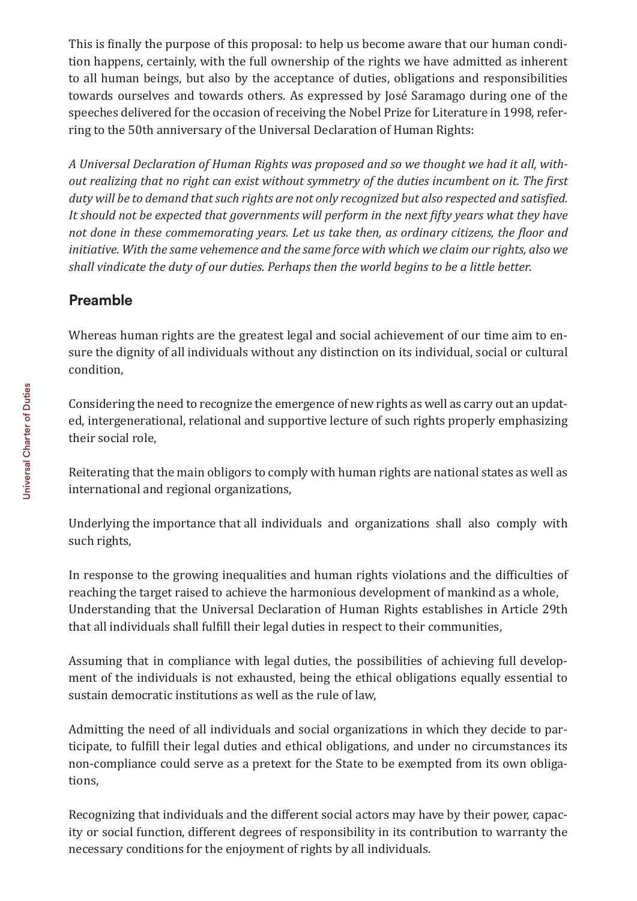This is finally the purpose of this proposal: to help us become aware that our human condition happens, certainly, with the full ownership of the rights we have admitted as inherent to all human beings, but also by the acceptance of duties, obligations and responsibilities towards ourselves and towards others. As expressed by José Saramago during one of the speeches delivered for the occasion of receiving the Nobel Prize for Literature in 1998, referring to the 50th anniversary of the Universal Declaration of Human Rights:

*A Universal Declaration of Human Rights was proposed and so we thought we had it all, without realizing that no right can exist without symmetry of the duties incumbent on it. The first duty will be to demand that such rights are not only recognized but also respected and satisfied. It should not be expected that governments will perform in the next fifty years what they have not done in these commemorating years. Let us take then, as ordinary citizens, the floor and initiative. With the same vehemence and the same force with which we claim our rights, also we shall vindicate the duty of our duties. Perhaps then the world begins to be a little better.*

## Preamble

Whereas human rights are the greatest legal and social achievement of our time aim to ensure the dignity of all individuals without any distinction on its individual, social or cultural condition,

Considering the need to recognize the emergence of new rights as well as carry out an updated, intergenerational, relational and supportive lecture of such rights properly emphasizing their social role,

Reiterating that the main obligors to comply with human rights are national states as well as international and regional organizations,

Underlying the importance that all individuals and organizations shall also comply with such rights,

In response to the growing inequalities and human rights violations and the difficulties of reaching the target raised to achieve the harmonious development of mankind as a whole, Understanding that the Universal Declaration of Human Rights establishes in Article 29th that all individuals shall fulfill their legal duties in respect to their communities,

Assuming that in compliance with legal duties, the possibilities of achieving full development of the individuals is not exhausted, being the ethical obligations equally essential to sustain democratic institutions as well as the rule of law,

Admitting the need of all individuals and social organizations in which they decide to participate, to fulfill their legal duties and ethical obligations, and under no circumstances its non-compliance could serve as a pretext for the State to be exempted from its own obligations,

Recognizing that individuals and the different social actors may have by their power, capacity or social function, different degrees of responsibility in its contribution to warranty the necessary conditions for the enjoyment of rights by all individuals.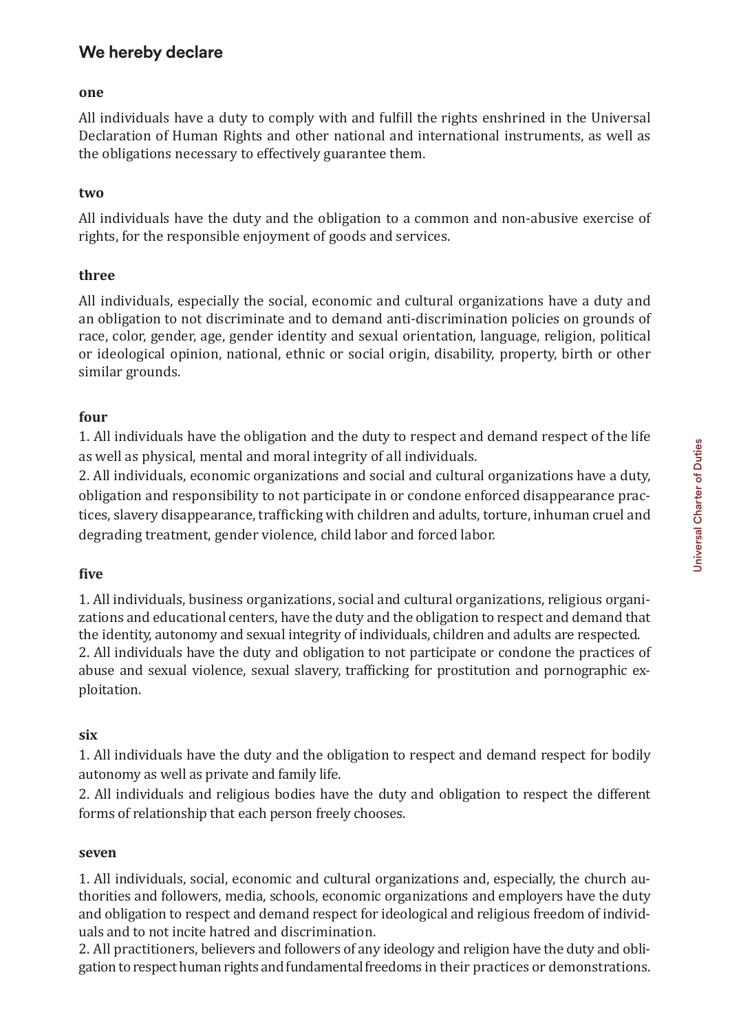## We hereby declare

**one**

All individuals have a duty to comply with and fulfill the rights enshrined in the Universal Declaration of Human Rights and other national and international instruments, as well as the obligations necessary to effectively guarantee them.

**two**

All individuals have the duty and the obligation to a common and non-abusive exercise of rights, for the responsible enjoyment of goods and services.

**three**

All individuals, especially the social, economic and cultural organizations have a duty and an obligation to not discriminate and to demand anti-discrimination policies on grounds of race, color, gender, age, gender identity and sexual orientation, language, religion, political or ideological opinion, national, ethnic or social origin, disability, property, birth or other similar grounds.

**four**

1. All individuals have the obligation and the duty to respect and demand respect of the life as well as physical, mental and moral integrity of all individuals.
2. All individuals, economic organizations and social and cultural organizations have a duty, obligation and responsibility to not participate in or condone enforced disappearance practices, slavery disappearance, trafficking with children and adults, torture, inhuman cruel and degrading treatment, gender violence, child labor and forced labor.

**five**

1. All individuals, business organizations, social and cultural organizations, religious organizations and educational centers, have the duty and the obligation to respect and demand that the identity, autonomy and sexual integrity of individuals, children and adults are respected.
2. All individuals have the duty and obligation to not participate or condone the practices of abuse and sexual violence, sexual slavery, trafficking for prostitution and pornographic exploitation.

**six**

1. All individuals have the duty and the obligation to respect and demand respect for bodily autonomy as well as private and family life.
2. All individuals and religious bodies have the duty and obligation to respect the different forms of relationship that each person freely chooses.

**seven**

1. All individuals, social, economic and cultural organizations and, especially, the church authorities and followers, media, schools, economic organizations and employers have the duty and obligation to respect and demand respect for ideological and religious freedom of individuals and to not incite hatred and discrimination.
2. All practitioners, believers and followers of any ideology and religion have the duty and obligation to respect human rights and fundamental freedoms in their practices or demonstrations.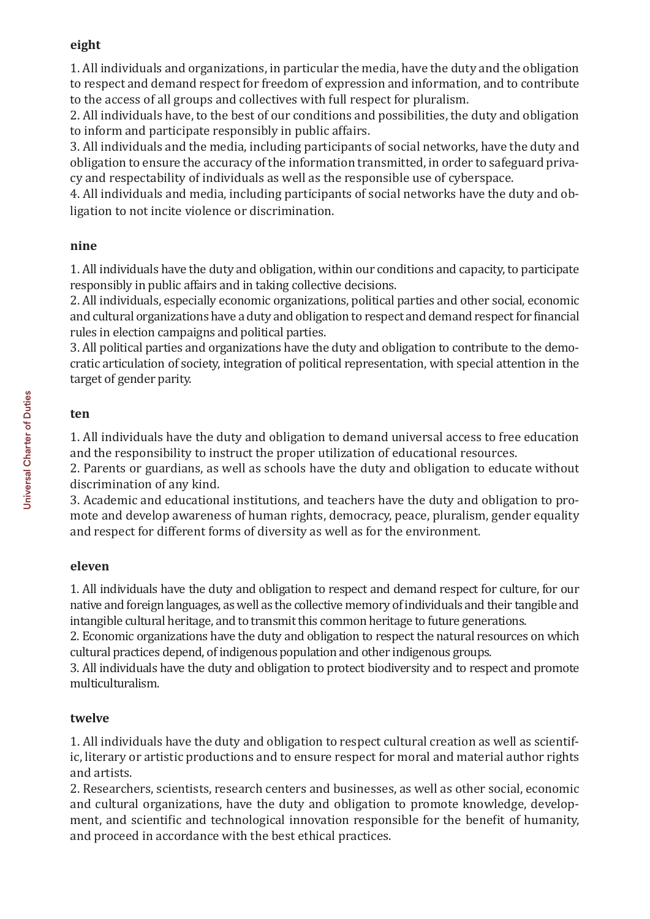### eight

1. All individuals and organizations, in particular the media, have the duty and the obligation to respect and demand respect for freedom of expression and information, and to contribute to the access of all groups and collectives with full respect for pluralism.
2. All individuals have, to the best of our conditions and possibilities, the duty and obligation to inform and participate responsibly in public affairs.
3. All individuals and the media, including participants of social networks, have the duty and obligation to ensure the accuracy of the information transmitted, in order to safeguard privacy and respectability of individuals as well as the responsible use of cyberspace.
4. All individuals and media, including participants of social networks have the duty and obligation to not incite violence or discrimination.

### nine

1. All individuals have the duty and obligation, within our conditions and capacity, to participate responsibly in public affairs and in taking collective decisions.
2. All individuals, especially economic organizations, political parties and other social, economic and cultural organizations have a duty and obligation to respect and demand respect for financial rules in election campaigns and political parties.
3. All political parties and organizations have the duty and obligation to contribute to the democratic articulation of society, integration of political representation, with special attention in the target of gender parity.

### ten

1. All individuals have the duty and obligation to demand universal access to free education and the responsibility to instruct the proper utilization of educational resources.
2. Parents or guardians, as well as schools have the duty and obligation to educate without discrimination of any kind.
3. Academic and educational institutions, and teachers have the duty and obligation to promote and develop awareness of human rights, democracy, peace, pluralism, gender equality and respect for different forms of diversity as well as for the environment.

### eleven

1. All individuals have the duty and obligation to respect and demand respect for culture, for our native and foreign languages, as well as the collective memory of individuals and their tangible and intangible cultural heritage, and to transmit this common heritage to future generations.
2. Economic organizations have the duty and obligation to respect the natural resources on which cultural practices depend, of indigenous population and other indigenous groups.
3. All individuals have the duty and obligation to protect biodiversity and to respect and promote multiculturalism.

### twelve

1. All individuals have the duty and obligation to respect cultural creation as well as scientific, literary or artistic productions and to ensure respect for moral and material author rights and artists.
2. Researchers, scientists, research centers and businesses, as well as other social, economic and cultural organizations, have the duty and obligation to promote knowledge, development, and scientific and technological innovation responsible for the benefit of humanity, and proceed in accordance with the best ethical practices.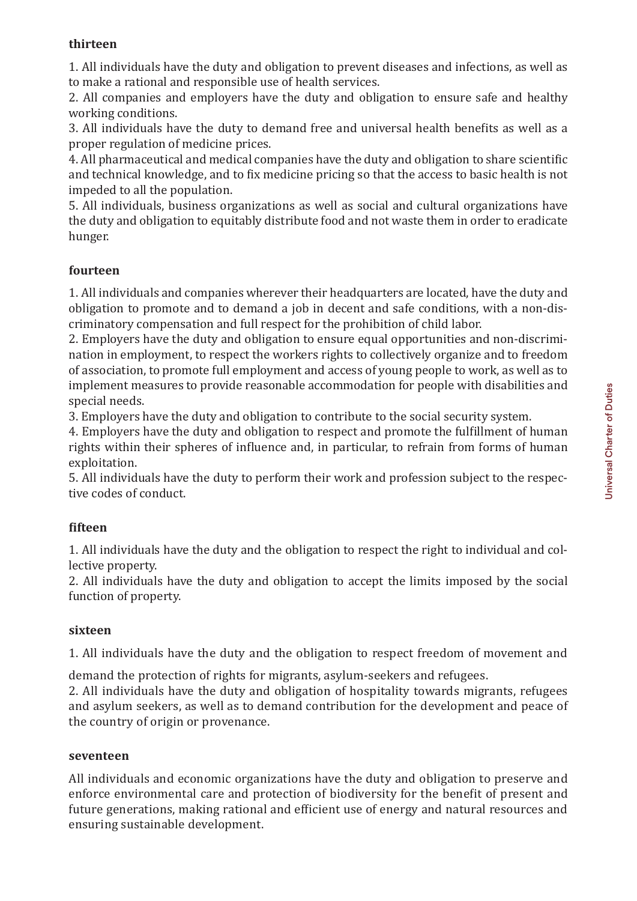**thirteen**

1. All individuals have the duty and obligation to prevent diseases and infections, as well as to make a rational and responsible use of health services.
2. All companies and employers have the duty and obligation to ensure safe and healthy working conditions.
3. All individuals have the duty to demand free and universal health benefits as well as a proper regulation of medicine prices.
4. All pharmaceutical and medical companies have the duty and obligation to share scientific and technical knowledge, and to fix medicine pricing so that the access to basic health is not impeded to all the population.
5. All individuals, business organizations as well as social and cultural organizations have the duty and obligation to equitably distribute food and not waste them in order to eradicate hunger.

**fourteen**

1. All individuals and companies wherever their headquarters are located, have the duty and obligation to promote and to demand a job in decent and safe conditions, with a non-discriminatory compensation and full respect for the prohibition of child labor.
2. Employers have the duty and obligation to ensure equal opportunities and non-discrimination in employment, to respect the workers rights to collectively organize and to freedom of association, to promote full employment and access of young people to work, as well as to implement measures to provide reasonable accommodation for people with disabilities and special needs.
3. Employers have the duty and obligation to contribute to the social security system.
4. Employers have the duty and obligation to respect and promote the fulfillment of human rights within their spheres of influence and, in particular, to refrain from forms of human exploitation.
5. All individuals have the duty to perform their work and profession subject to the respective codes of conduct.

**fifteen**

1. All individuals have the duty and the obligation to respect the right to individual and collective property.
2. All individuals have the duty and obligation to accept the limits imposed by the social function of property.

**sixteen**

1. All individuals have the duty and the obligation to respect freedom of movement and demand the protection of rights for migrants, asylum-seekers and refugees.
2. All individuals have the duty and obligation of hospitality towards migrants, refugees and asylum seekers, as well as to demand contribution for the development and peace of the country of origin or provenance.

**seventeen**

All individuals and economic organizations have the duty and obligation to preserve and enforce environmental care and protection of biodiversity for the benefit of present and future generations, making rational and efficient use of energy and natural resources and ensuring sustainable development.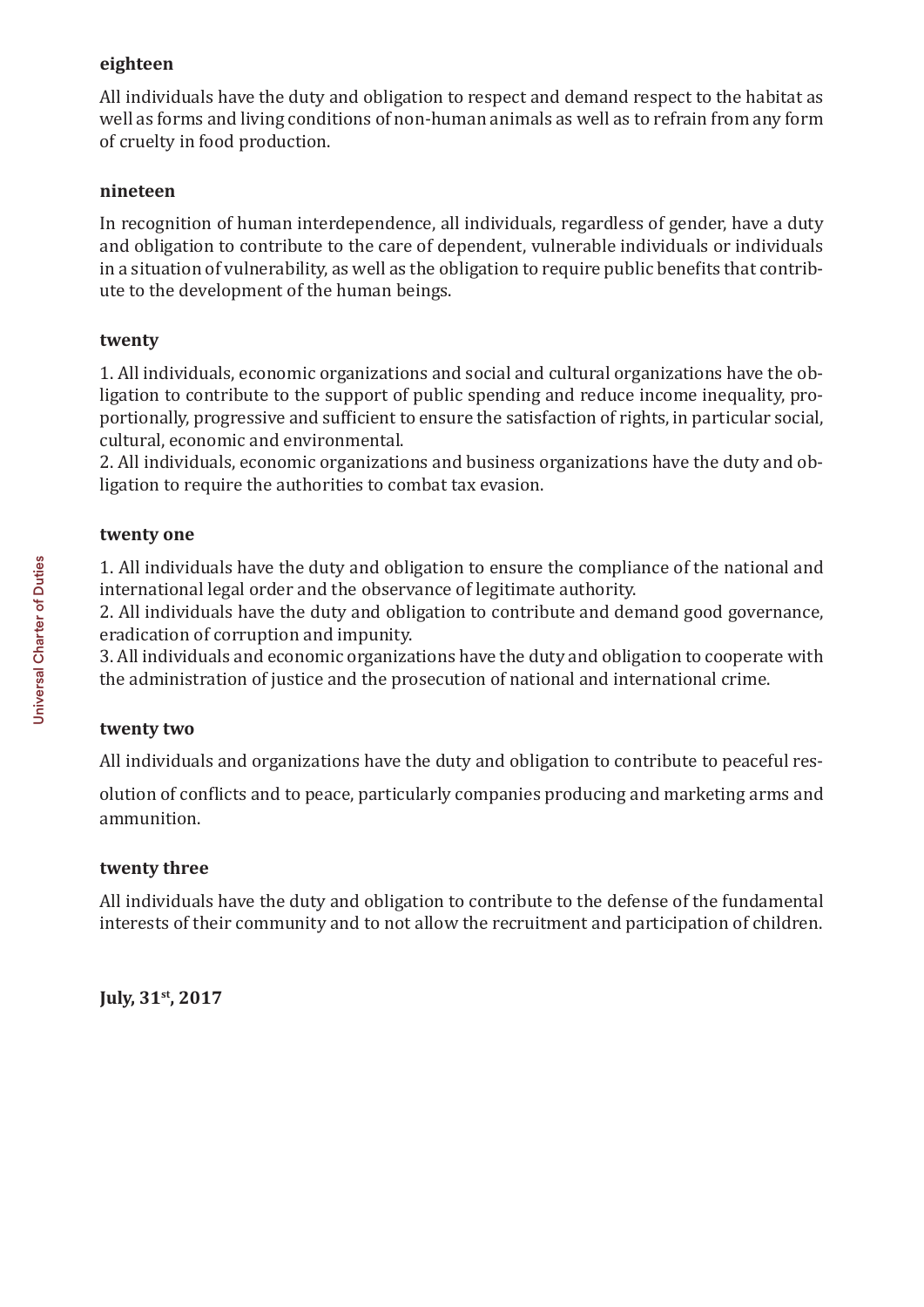**eighteen**

All individuals have the duty and obligation to respect and demand respect to the habitat as well as forms and living conditions of non-human animals as well as to refrain from any form of cruelty in food production.

**nineteen**

In recognition of human interdependence, all individuals, regardless of gender, have a duty and obligation to contribute to the care of dependent, vulnerable individuals or individuals in a situation of vulnerability, as well as the obligation to require public benefits that contribute to the development of the human beings.

**twenty**

1. All individuals, economic organizations and social and cultural organizations have the obligation to contribute to the support of public spending and reduce income inequality, proportionally, progressive and sufficient to ensure the satisfaction of rights, in particular social, cultural, economic and environmental.
2. All individuals, economic organizations and business organizations have the duty and obligation to require the authorities to combat tax evasion.

**twenty one**

1. All individuals have the duty and obligation to ensure the compliance of the national and international legal order and the observance of legitimate authority.
2. All individuals have the duty and obligation to contribute and demand good governance, eradication of corruption and impunity.
3. All individuals and economic organizations have the duty and obligation to cooperate with the administration of justice and the prosecution of national and international crime.

**twenty two**

All individuals and organizations have the duty and obligation to contribute to peaceful resolution of conflicts and to peace, particularly companies producing and marketing arms and ammunition.

**twenty three**

All individuals have the duty and obligation to contribute to the defense of the fundamental interests of their community and to not allow the recruitment and participation of children.

**July, 31st, 2017**